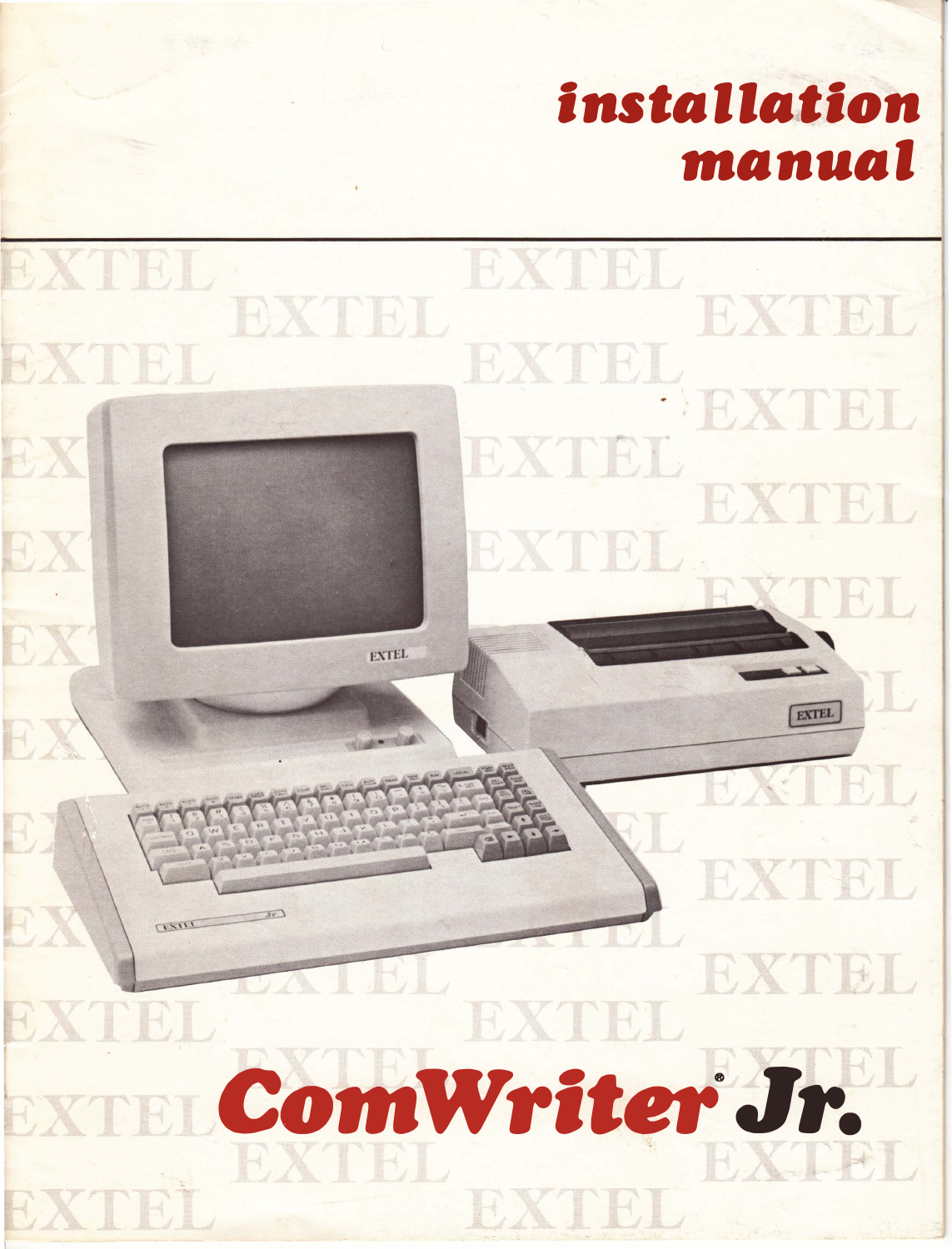# installation manual

# ComWriter® Jr.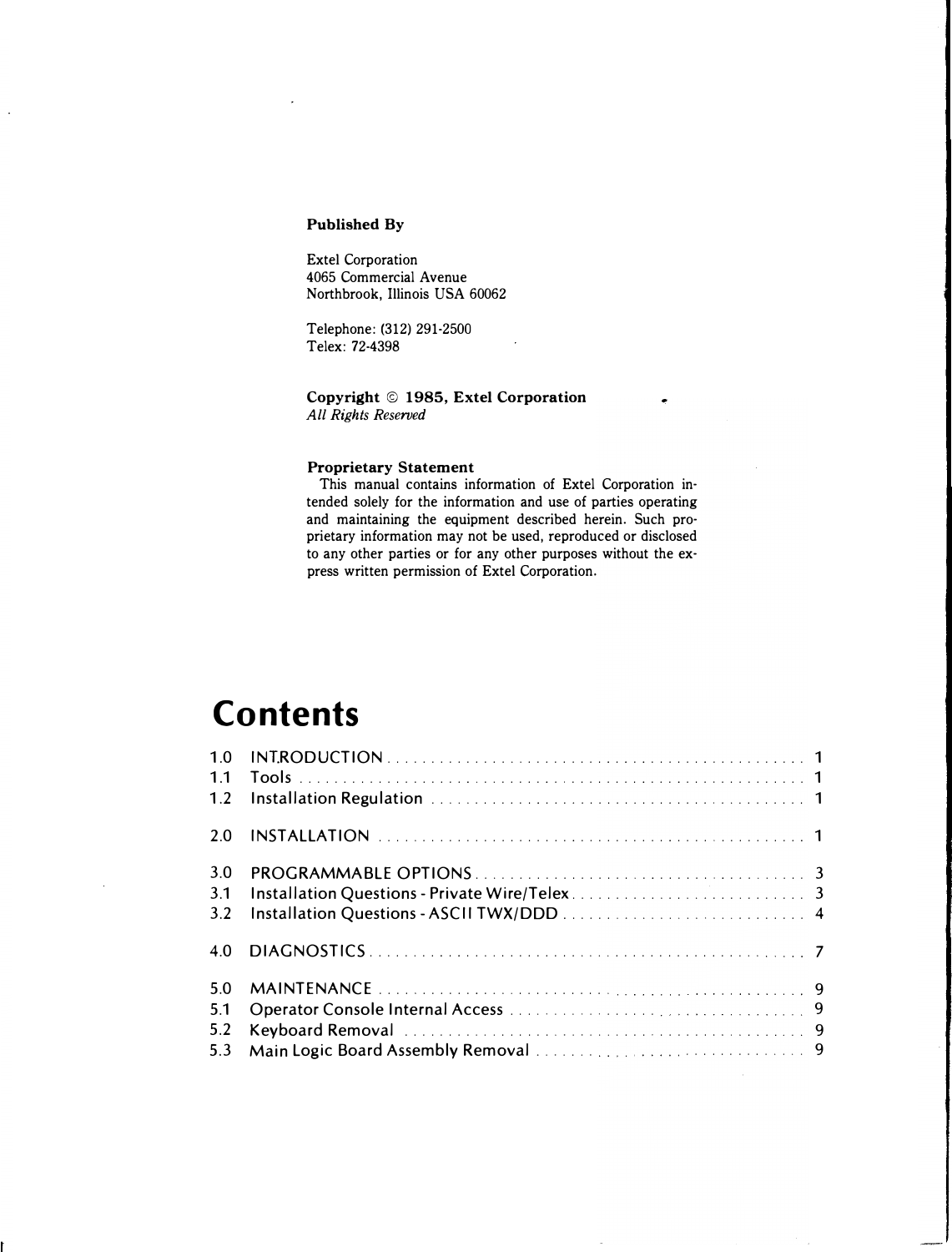**Published By**

Extel Corporation
4065 Commercial Avenue
Northbrook, Illinois USA 60062

Telephone: (312) 291-2500
Telex: 72-4398

**Copyright © 1985, Extel Corporation**
*All Rights Reserved*

**Proprietary Statement**

This manual contains information of Extel Corporation intended solely for the information and use of parties operating and maintaining the equipment described herein. Such proprietary information may not be used, reproduced or disclosed to any other parties or for any other purposes without the express written permission of Extel Corporation.

# Contents

| | | |
|---|---|---|
| 1.0 | INTRODUCTION | 1 |
| 1.1 | Tools | 1 |
| 1.2 | Installation Regulation | 1 |
| 2.0 | INSTALLATION | 1 |
| 3.0 | PROGRAMMABLE OPTIONS | 3 |
| 3.1 | Installation Questions - Private Wire/Telex | 3 |
| 3.2 | Installation Questions - ASCII TWX/DDD | 4 |
| 4.0 | DIAGNOSTICS | 7 |
| 5.0 | MAINTENANCE | 9 |
| 5.1 | Operator Console Internal Access | 9 |
| 5.2 | Keyboard Removal | 9 |
| 5.3 | Main Logic Board Assembly Removal | 9 |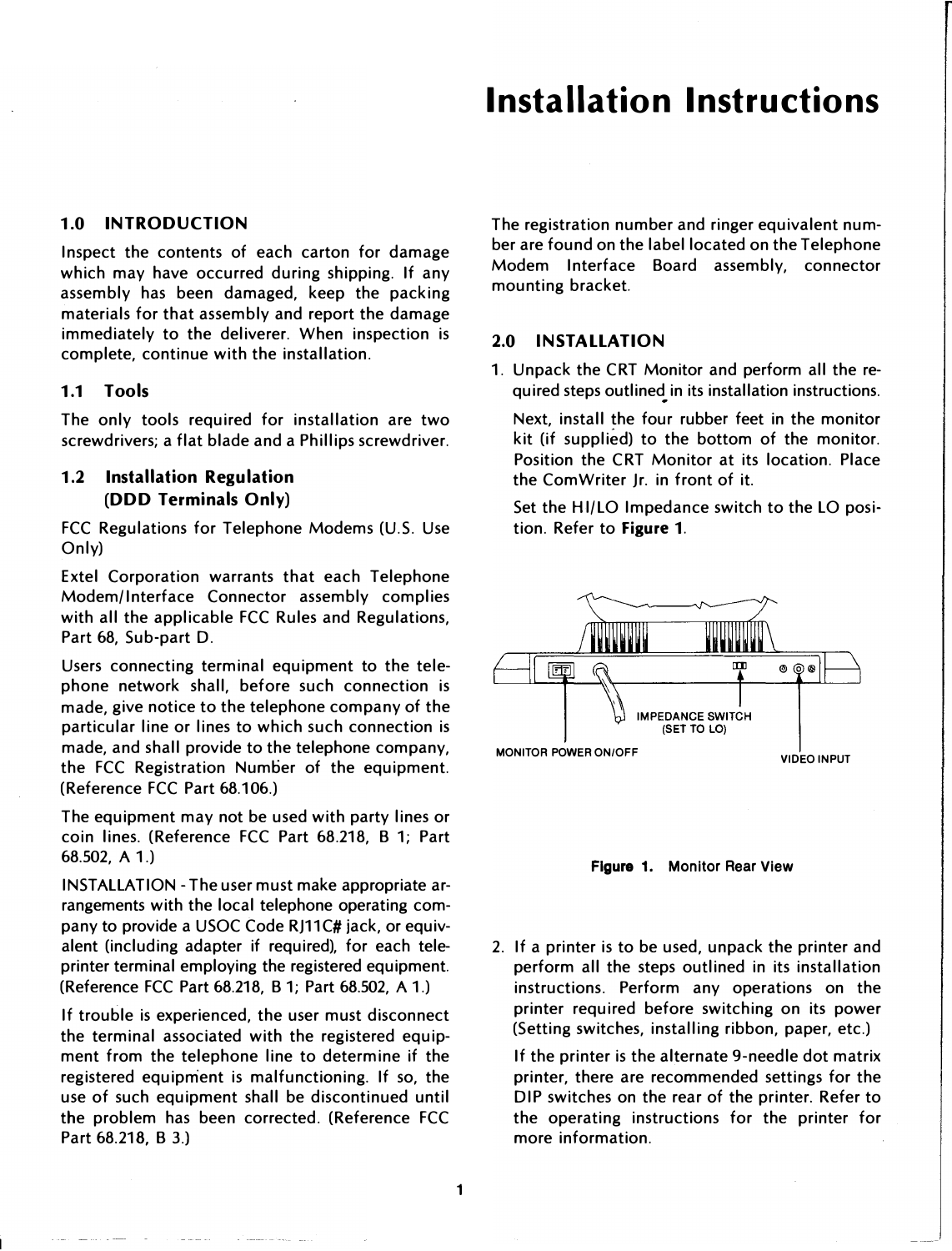# Installation Instructions

## 1.0 INTRODUCTION

Inspect the contents of each carton for damage which may have occurred during shipping. If any assembly has been damaged, keep the packing materials for that assembly and report the damage immediately to the deliverer. When inspection is complete, continue with the installation.

### 1.1 Tools

The only tools required for installation are two screwdrivers; a flat blade and a Phillips screwdriver.

### 1.2 Installation Regulation (DDD Terminals Only)

FCC Regulations for Telephone Modems (U.S. Use Only)

Extel Corporation warrants that each Telephone Modem/Interface Connector assembly complies with all the applicable FCC Rules and Regulations, Part 68, Sub-part D.

Users connecting terminal equipment to the telephone network shall, before such connection is made, give notice to the telephone company of the particular line or lines to which such connection is made, and shall provide to the telephone company, the FCC Registration Number of the equipment. (Reference FCC Part 68.106.)

The equipment may not be used with party lines or coin lines. (Reference FCC Part 68.218, B 1; Part 68.502, A 1.)

INSTALLATION - The user must make appropriate arrangements with the local telephone operating company to provide a USOC Code RJ11C# jack, or equivalent (including adapter if required), for each teleprinter terminal employing the registered equipment. (Reference FCC Part 68.218, B 1; Part 68.502, A 1.)

If trouble is experienced, the user must disconnect the terminal associated with the registered equipment from the telephone line to determine if the registered equipment is malfunctioning. If so, the use of such equipment shall be discontinued until the problem has been corrected. (Reference FCC Part 68.218, B 3.)

The registration number and ringer equivalent number are found on the label located on the Telephone Modem Interface Board assembly, connector mounting bracket.

## 2.0 INSTALLATION

1. Unpack the CRT Monitor and perform all the required steps outlined in its installation instructions.

   Next, install the four rubber feet in the monitor kit (if supplied) to the bottom of the monitor. Position the CRT Monitor at its location. Place the ComWriter Jr. in front of it.

   Set the HI/LO Impedance switch to the LO position. Refer to **Figure 1**.

MONITOR POWER ON/OFF — IMPEDANCE SWITCH (SET TO LO) — VIDEO INPUT

**Figure 1.** Monitor Rear View

2. If a printer is to be used, unpack the printer and perform all the steps outlined in its installation instructions. Perform any operations on the printer required before switching on its power (Setting switches, installing ribbon, paper, etc.)

   If the printer is the alternate 9-needle dot matrix printer, there are recommended settings for the DIP switches on the rear of the printer. Refer to the operating instructions for the printer for more information.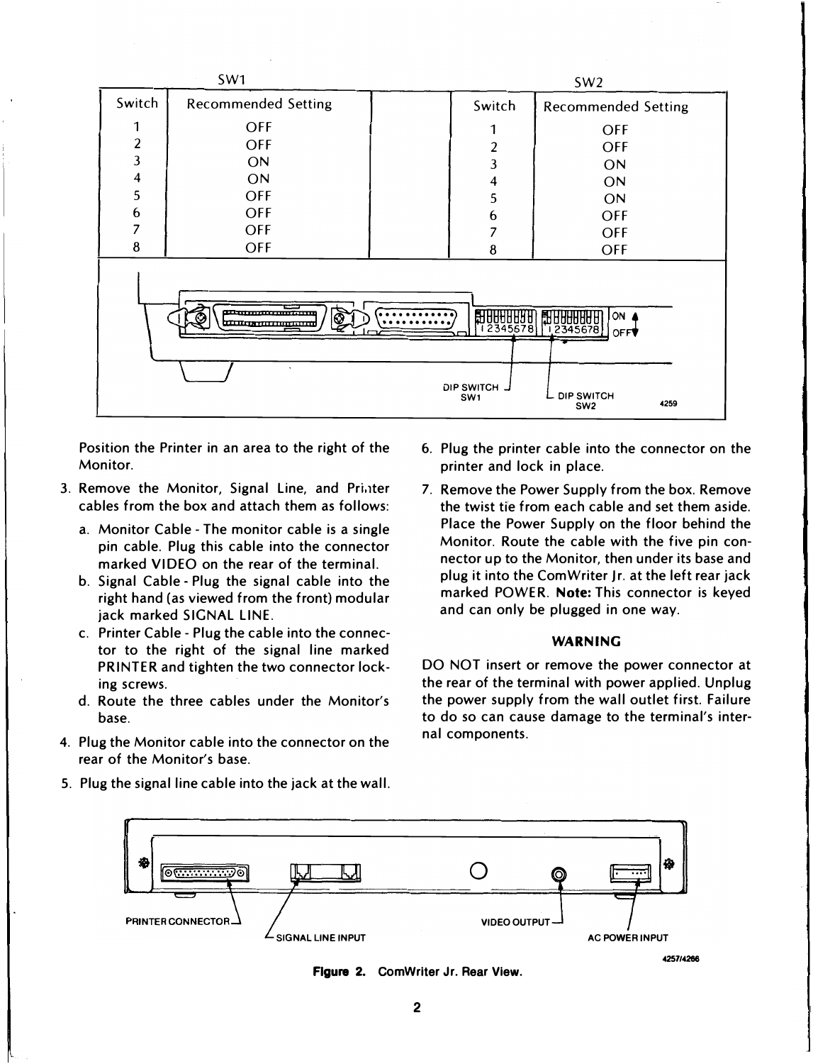| SW1 | | | SW2 | |
|---|---|---|---|---|
| Switch | Recommended Setting | | Switch | Recommended Setting |
| 1 | OFF | | 1 | OFF |
| 2 | OFF | | 2 | OFF |
| 3 | ON | | 3 | ON |
| 4 | ON | | 4 | ON |
| 5 | OFF | | 5 | ON |
| 6 | OFF | | 6 | OFF |
| 7 | OFF | | 7 | OFF |
| 8 | OFF | | 8 | OFF |

DIP SWITCH SW1 — DIP SWITCH SW2 — ON / OFF — 4259

Position the Printer in an area to the right of the Monitor.

3. Remove the Monitor, Signal Line, and Printer cables from the box and attach them as follows:
   a. Monitor Cable - The monitor cable is a single pin cable. Plug this cable into the connector marked VIDEO on the rear of the terminal.
   b. Signal Cable - Plug the signal cable into the right hand (as viewed from the front) modular jack marked SIGNAL LINE.
   c. Printer Cable - Plug the cable into the connector to the right of the signal line marked PRINTER and tighten the two connector locking screws.
   d. Route the three cables under the Monitor's base.
4. Plug the Monitor cable into the connector on the rear of the Monitor's base.
5. Plug the signal line cable into the jack at the wall.
6. Plug the printer cable into the connector on the printer and lock in place.
7. Remove the Power Supply from the box. Remove the twist tie from each cable and set them aside. Place the Power Supply on the floor behind the Monitor. Route the cable with the five pin connector up to the Monitor, then under its base and plug it into the ComWriter Jr. at the left rear jack marked POWER. **Note:** This connector is keyed and can only be plugged in one way.

**WARNING**

DO NOT insert or remove the power connector at the rear of the terminal with power applied. Unplug the power supply from the wall outlet first. Failure to do so can cause damage to the terminal's internal components.

PRINTER CONNECTOR — SIGNAL LINE INPUT — VIDEO OUTPUT — AC POWER INPUT — 4257/4266

**Figure 2.** ComWriter Jr. Rear View.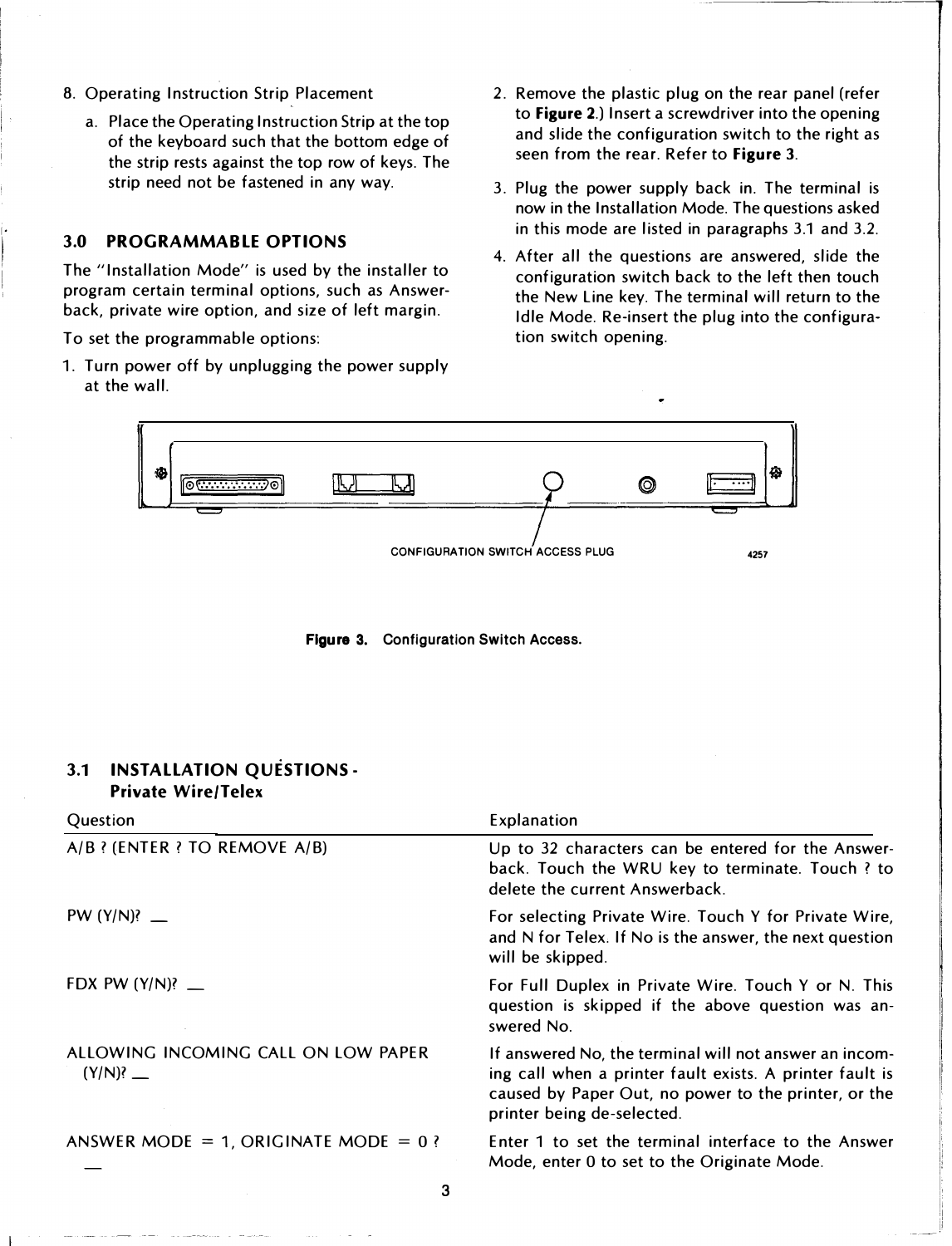8. Operating Instruction Strip Placement

   a. Place the Operating Instruction Strip at the top of the keyboard such that the bottom edge of the strip rests against the top row of keys. The strip need not be fastened in any way.

## 3.0 PROGRAMMABLE OPTIONS

The "Installation Mode" is used by the installer to program certain terminal options, such as Answerback, private wire option, and size of left margin.

To set the programmable options:

1. Turn power off by unplugging the power supply at the wall.
2. Remove the plastic plug on the rear panel (refer to **Figure 2**.) Insert a screwdriver into the opening and slide the configuration switch to the right as seen from the rear. Refer to **Figure 3**.
3. Plug the power supply back in. The terminal is now in the Installation Mode. The questions asked in this mode are listed in paragraphs 3.1 and 3.2.
4. After all the questions are answered, slide the configuration switch back to the left then touch the New Line key. The terminal will return to the Idle Mode. Re-insert the plug into the configuration switch opening.

CONFIGURATION SWITCH ACCESS PLUG    4257

**Figure 3.** Configuration Switch Access.

## 3.1 INSTALLATION QUESTIONS - Private Wire/Telex

| Question | Explanation |
|---|---|
| A/B ? (ENTER ? TO REMOVE A/B) | Up to 32 characters can be entered for the Answerback. Touch the WRU key to terminate. Touch ? to delete the current Answerback. |
| PW (Y/N)? __ | For selecting Private Wire. Touch Y for Private Wire, and N for Telex. If No is the answer, the next question will be skipped. |
| FDX PW (Y/N)? __ | For Full Duplex in Private Wire. Touch Y or N. This question is skipped if the above question was answered No. |
| ALLOWING INCOMING CALL ON LOW PAPER (Y/N)? __ | If answered No, the terminal will not answer an incoming call when a printer fault exists. A printer fault is caused by Paper Out, no power to the printer, or the printer being de-selected. |
| ANSWER MODE = 1, ORIGINATE MODE = 0 ? __ | Enter 1 to set the terminal interface to the Answer Mode, enter 0 to set to the Originate Mode. |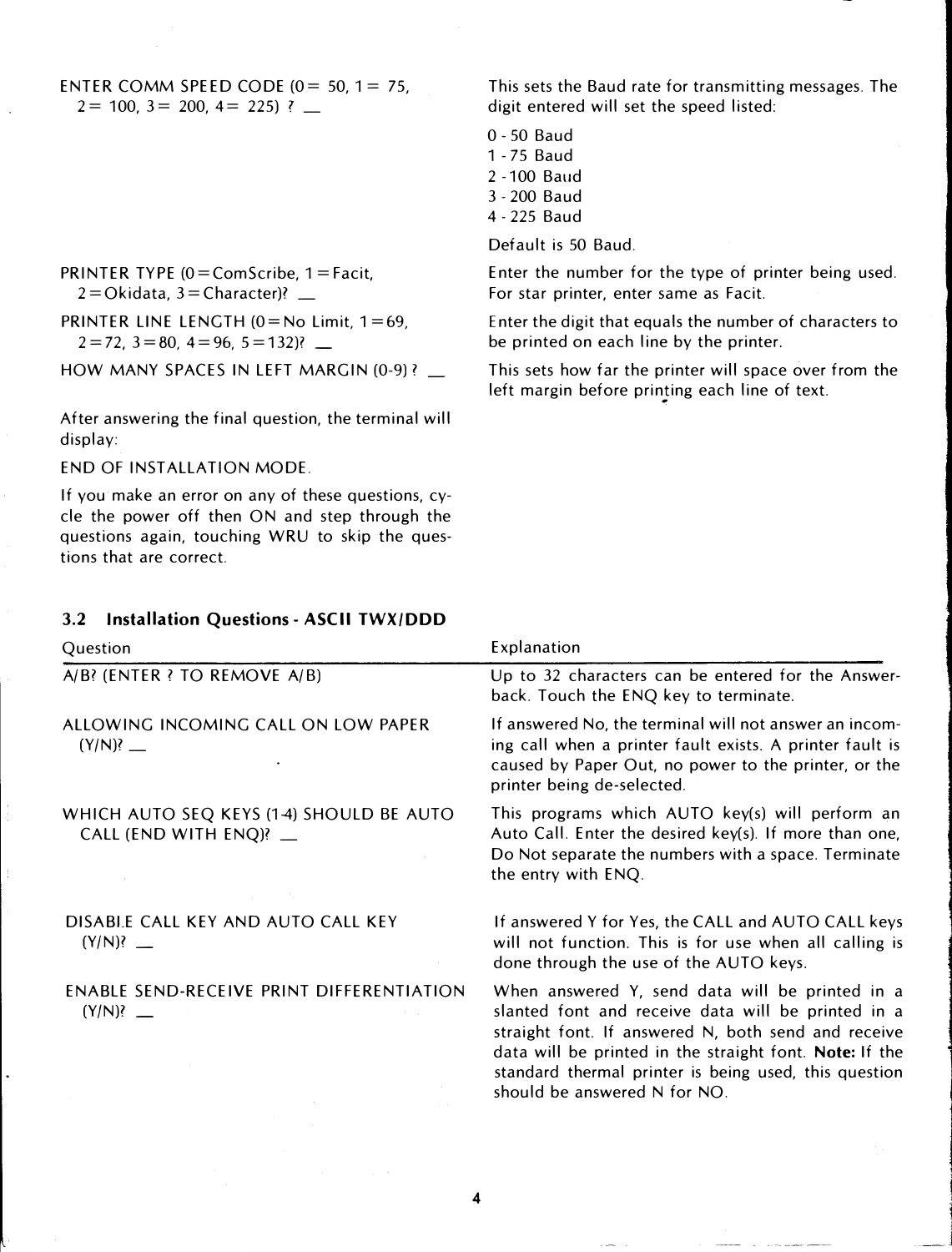| | |
|---|---|
| ENTER COMM SPEED CODE (0= 50, 1= 75, 2= 100, 3= 200, 4= 225) ? _ | This sets the Baud rate for transmitting messages. The digit entered will set the speed listed:<br>0 - 50 Baud<br>1 - 75 Baud<br>2 - 100 Baud<br>3 - 200 Baud<br>4 - 225 Baud<br>Default is 50 Baud. |
| PRINTER TYPE (0=ComScribe, 1=Facit, 2=Okidata, 3=Character)? _ | Enter the number for the type of printer being used. For star printer, enter same as Facit. |
| PRINTER LINE LENGTH (0=No Limit, 1=69, 2=72, 3=80, 4=96, 5=132)? _ | Enter the digit that equals the number of characters to be printed on each line by the printer. |
| HOW MANY SPACES IN LEFT MARGIN (0-9) ? _ | This sets how far the printer will space over from the left margin before printing each line of text. |

After answering the final question, the terminal will display:

END OF INSTALLATION MODE.

If you make an error on any of these questions, cycle the power off then ON and step through the questions again, touching WRU to skip the questions that are correct.

### 3.2 Installation Questions - ASCII TWX/DDD

| Question | Explanation |
|---|---|
| A/B? (ENTER ? TO REMOVE A/B) | Up to 32 characters can be entered for the Answerback. Touch the ENQ key to terminate. |
| ALLOWING INCOMING CALL ON LOW PAPER (Y/N)? _ | If answered No, the terminal will not answer an incoming call when a printer fault exists. A printer fault is caused by Paper Out, no power to the printer, or the printer being de-selected. |
| WHICH AUTO SEQ KEYS (1-4) SHOULD BE AUTO CALL (END WITH ENQ)? _ | This programs which AUTO key(s) will perform an Auto Call. Enter the desired key(s). If more than one, Do Not separate the numbers with a space. Terminate the entry with ENQ. |
| DISABLE CALL KEY AND AUTO CALL KEY (Y/N)? _ | If answered Y for Yes, the CALL and AUTO CALL keys will not function. This is for use when all calling is done through the use of the AUTO keys. |
| ENABLE SEND-RECEIVE PRINT DIFFERENTIATION (Y/N)? _ | When answered Y, send data will be printed in a slanted font and receive data will be printed in a straight font. If answered N, both send and receive data will be printed in the straight font. **Note:** If the standard thermal printer is being used, this question should be answered N for NO. |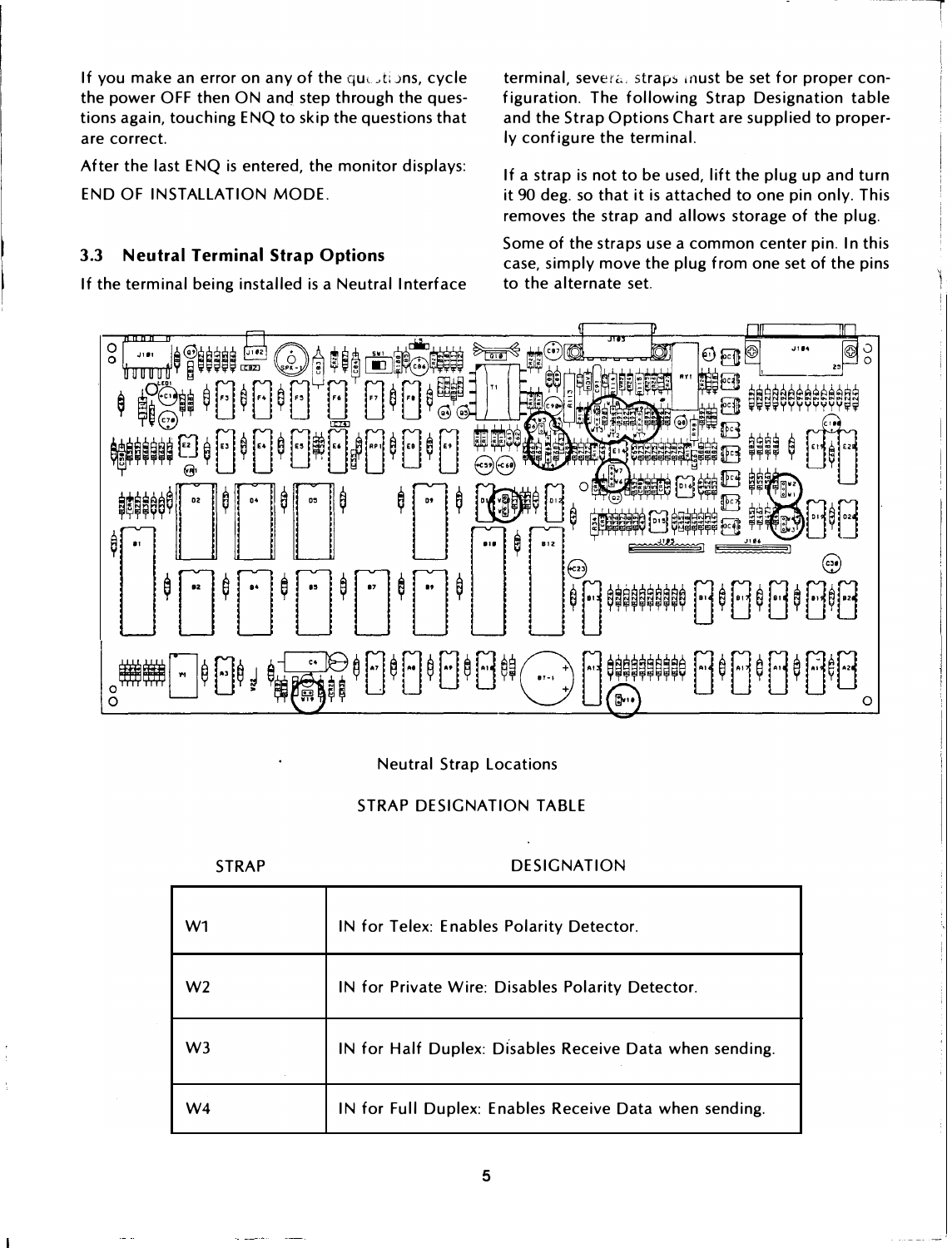If you make an error on any of the questions, cycle the power OFF then ON and step through the questions again, touching ENQ to skip the questions that are correct.

After the last ENQ is entered, the monitor displays:

END OF INSTALLATION MODE.

## 3.3 Neutral Terminal Strap Options

If the terminal being installed is a Neutral Interface terminal, several straps must be set for proper configuration. The following Strap Designation table and the Strap Options Chart are supplied to properly configure the terminal.

If a strap is not to be used, lift the plug up and turn it 90 deg. so that it is attached to one pin only. This removes the strap and allows storage of the plug.

Some of the straps use a common center pin. In this case, simply move the plug from one set of the pins to the alternate set.

Neutral Strap Locations

STRAP DESIGNATION TABLE

| STRAP | DESIGNATION |
|---|---|
| W1 | IN for Telex: Enables Polarity Detector. |
| W2 | IN for Private Wire: Disables Polarity Detector. |
| W3 | IN for Half Duplex: Disables Receive Data when sending. |
| W4 | IN for Full Duplex: Enables Receive Data when sending. |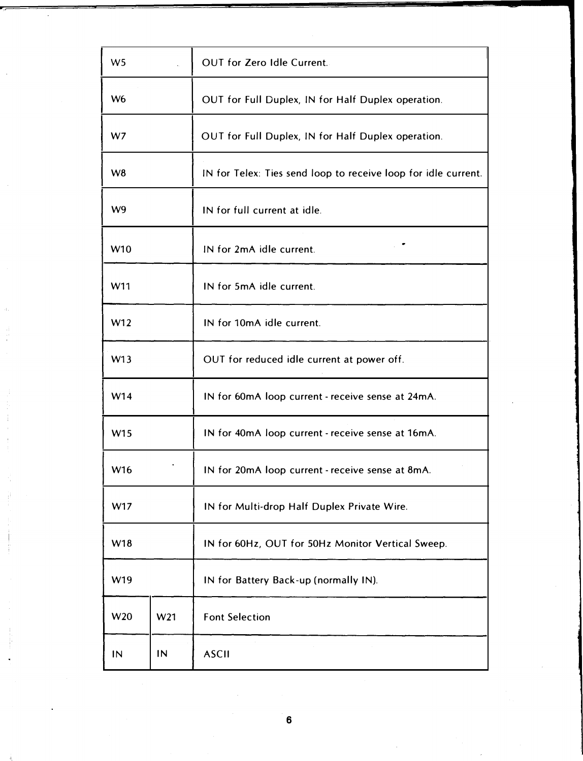| | | |
|---|---|---|
| W5 | | OUT for Zero Idle Current. |
| W6 | | OUT for Full Duplex, IN for Half Duplex operation. |
| W7 | | OUT for Full Duplex, IN for Half Duplex operation. |
| W8 | | IN for Telex: Ties send loop to receive loop for idle current. |
| W9 | | IN for full current at idle. |
| W10 | | IN for 2mA idle current. |
| W11 | | IN for 5mA idle current. |
| W12 | | IN for 10mA idle current. |
| W13 | | OUT for reduced idle current at power off. |
| W14 | | IN for 60mA loop current - receive sense at 24mA. |
| W15 | | IN for 40mA loop current - receive sense at 16mA. |
| W16 | | IN for 20mA loop current - receive sense at 8mA. |
| W17 | | IN for Multi-drop Half Duplex Private Wire. |
| W18 | | IN for 60Hz, OUT for 50Hz Monitor Vertical Sweep. |
| W19 | | IN for Battery Back-up (normally IN). |
| W20 | W21 | Font Selection |
| IN | IN | ASCII |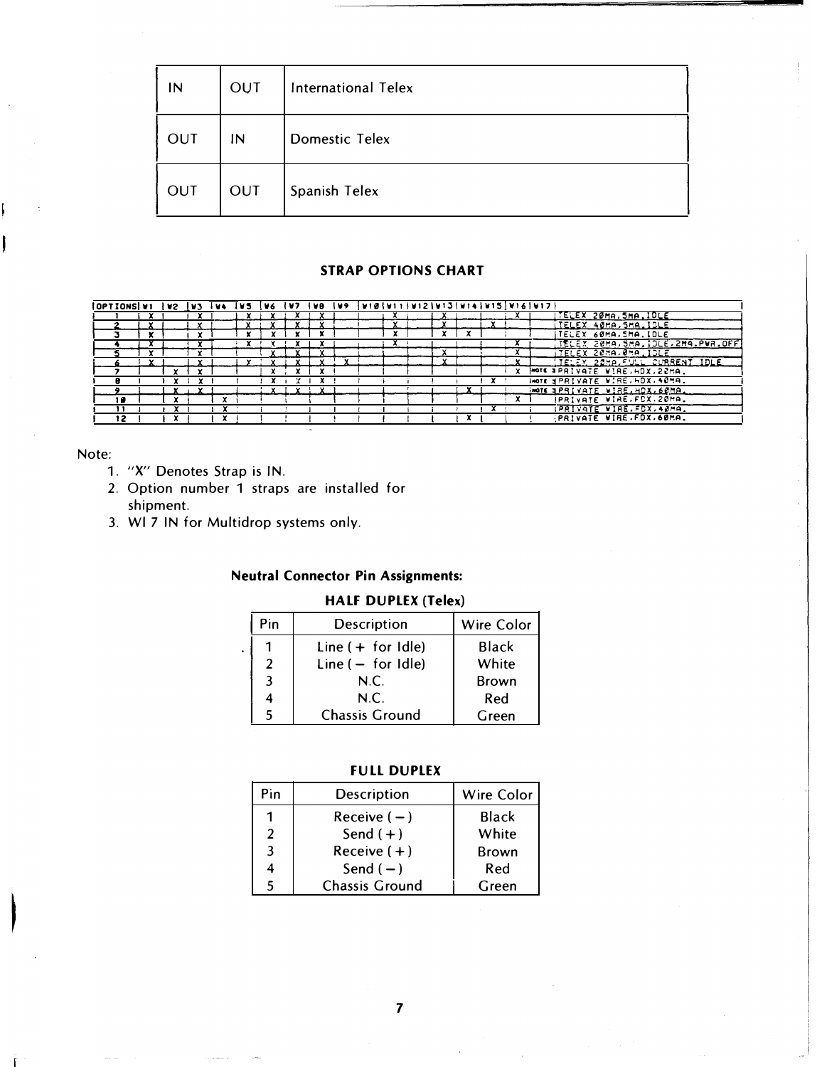| | | |
|---|---|---|
| IN | OUT | International Telex |
| OUT | IN | Domestic Telex |
| OUT | OUT | Spanish Telex |

**STRAP OPTIONS CHART**

| OPTIONS | W1 | W2 | W3 | W4 | W5 | W6 | W7 | W8 | W9 | W10 | W11 | W12 | W13 | W14 | W15 | W16 | W17 | |
|---|---|---|---|---|---|---|---|---|---|---|---|---|---|---|---|---|---|---|
| 1 | X | | X | | X | X | X | X | | | X | | X | | | X | | TELEX 20MA,5MA,IDLE |
| 2 | X | | X | | X | X | X | X | | | X | | X | | X | | | TELEX 40MA,5MA,IDLE |
| 3 | X | | X | | X | X | X | X | | | X | | X | X | | | | TELEX 60MA,5MA,IDLE |
| 4 | X | | X | | X | X | X | X | | | X | | | | | X | | TELEX 20MA,5MA,IDLE,2MA,PWR,OFF |
| 5 | X | | X | | | X | X | X | | | | | X | | | X | | TELEX 20MA,0MA,IDLE |
| 6 | X | | X | | X | X | X | X | X | | | | X | | | X | | TELEX 20MA,FULL CURRENT IDLE |
| 7 | | X | X | | | X | X | X | | | | | | | | X | NOTE 3 | PRIVATE WIRE,HDX,20MA. |
| 8 | | X | X | | | X | X | X | | | | | | | X | | NOTE 3 | PRIVATE WIRE,HDX,40MA. |
| 9 | | X | X | | | X | X | X | | | | | | X | | | NOTE 3 | PRIVATE WIRE,HDX,60MA. |
| 10 | | X | | X | | | | | | | | | | | | X | | PRIVATE WIRE,FDX,20MA. |
| 11 | | X | | X | | | | | | | | | | | X | | | PRIVATE WIRE,FDX,40MA. |
| 12 | | X | | X | | | | | | | | | | X | | | | PRIVATE WIRE,FDX,60MA. |

Note:

1. "X" Denotes Strap is IN.
2. Option number 1 straps are installed for shipment.
3. WI 7 IN for Multidrop systems only.

**Neutral Connector Pin Assignments:**

**HALF DUPLEX (Telex)**

| Pin | Description | Wire Color |
|---|---|---|
| 1 | Line (+ for Idle) | Black |
| 2 | Line (− for Idle) | White |
| 3 | N.C. | Brown |
| 4 | N.C. | Red |
| 5 | Chassis Ground | Green |

**FULL DUPLEX**

| Pin | Description | Wire Color |
|---|---|---|
| 1 | Receive (−) | Black |
| 2 | Send (+) | White |
| 3 | Receive (+) | Brown |
| 4 | Send (−) | Red |
| 5 | Chassis Ground | Green |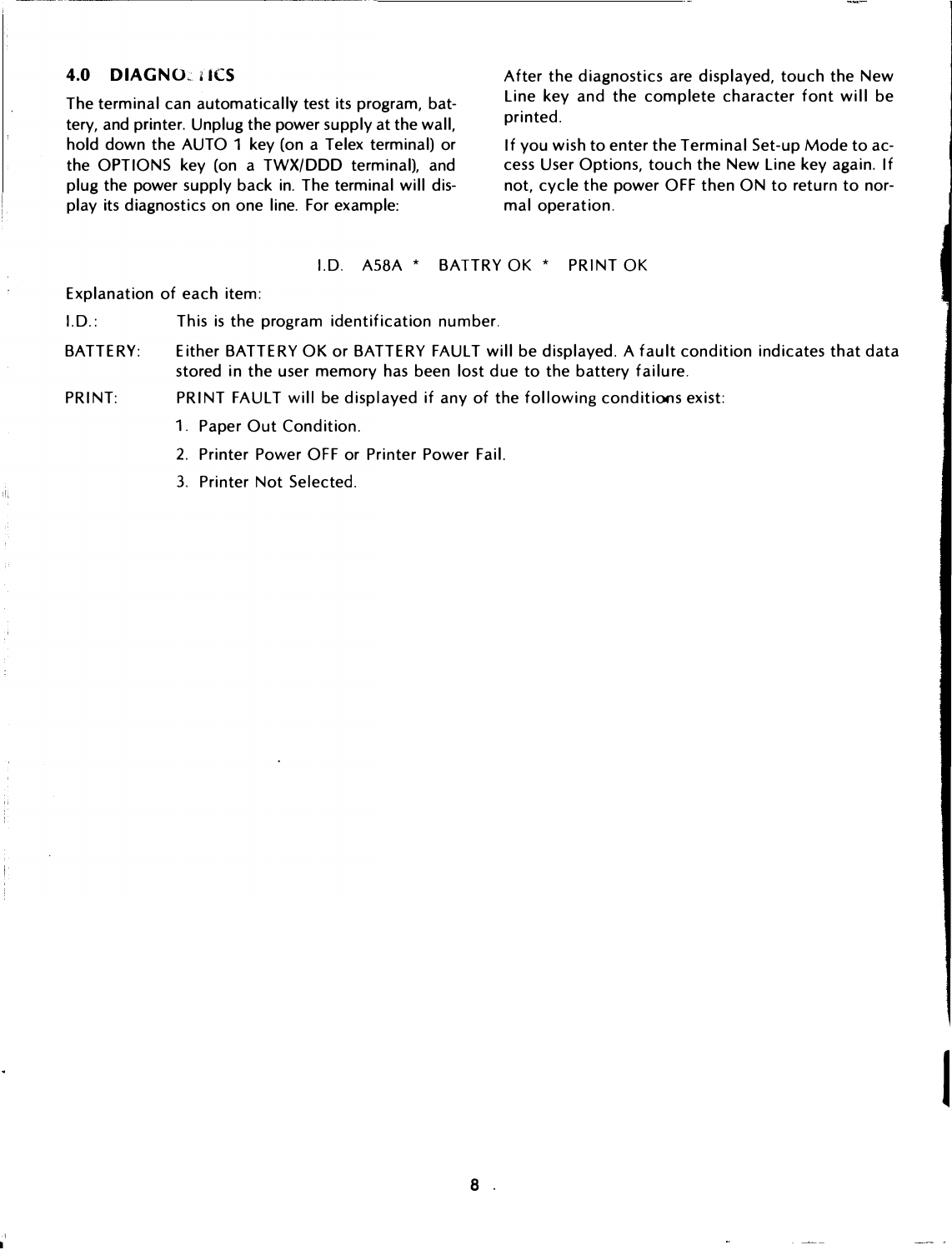## 4.0 DIAGNOSTICS

The terminal can automatically test its program, battery, and printer. Unplug the power supply at the wall, hold down the AUTO 1 key (on a Telex terminal) or the OPTIONS key (on a TWX/DDD terminal), and plug the power supply back in. The terminal will display its diagnostics on one line. For example:

After the diagnostics are displayed, touch the New Line key and the complete character font will be printed.

If you wish to enter the Terminal Set-up Mode to access User Options, touch the New Line key again. If not, cycle the power OFF then ON to return to normal operation.

```
I.D.  A58A  *  BATTRY OK  *  PRINT OK
```

Explanation of each item:

I.D.: This is the program identification number.

BATTERY: Either BATTERY OK or BATTERY FAULT will be displayed. A fault condition indicates that data stored in the user memory has been lost due to the battery failure.

PRINT: PRINT FAULT will be displayed if any of the following conditions exist:

1. Paper Out Condition.
2. Printer Power OFF or Printer Power Fail.
3. Printer Not Selected.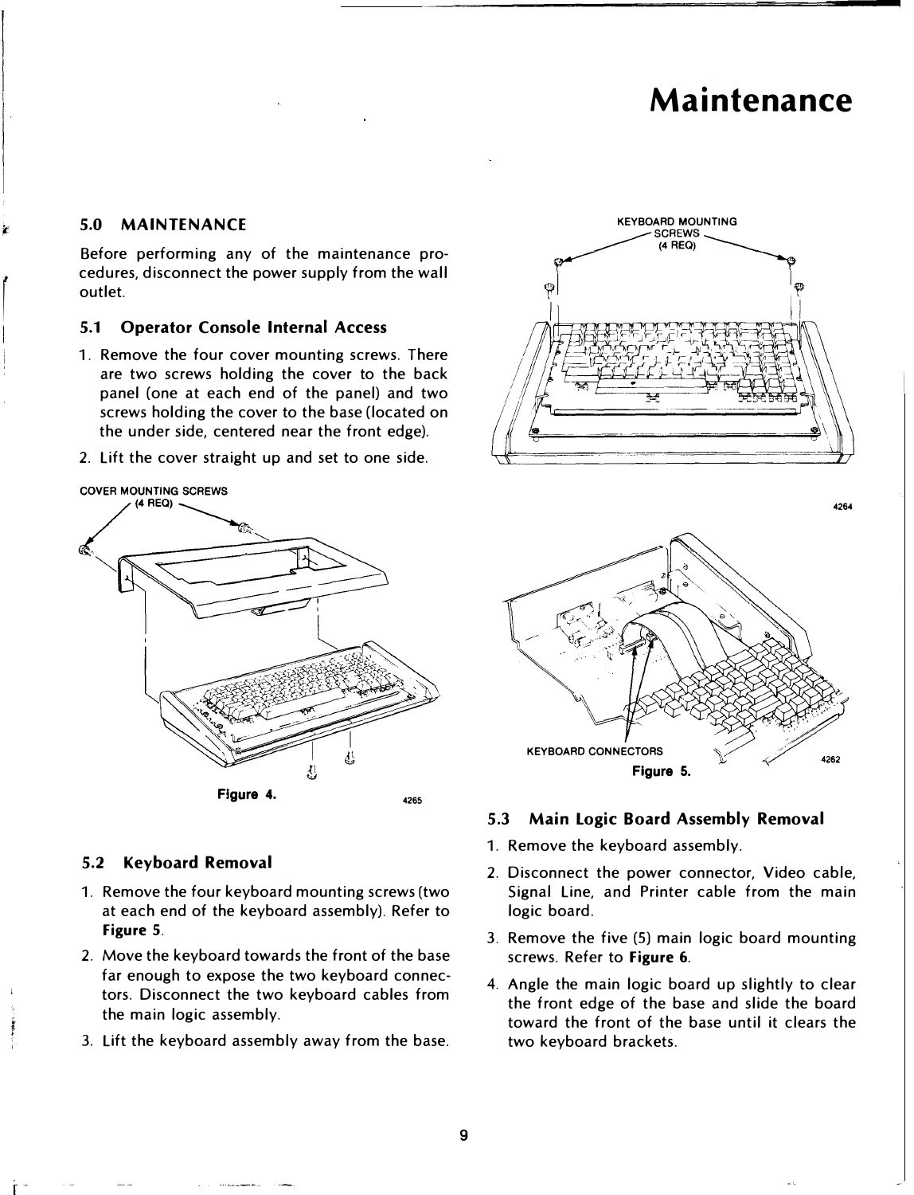# Maintenance

## 5.0 MAINTENANCE

Before performing any of the maintenance procedures, disconnect the power supply from the wall outlet.

### 5.1 Operator Console Internal Access

1. Remove the four cover mounting screws. There are two screws holding the cover to the back panel (one at each end of the panel) and two screws holding the cover to the base (located on the under side, centered near the front edge).
2. Lift the cover straight up and set to one side.

COVER MOUNTING SCREWS (4 REQ)

**Figure 4.** 4265

### 5.2 Keyboard Removal

1. Remove the four keyboard mounting screws (two at each end of the keyboard assembly). Refer to **Figure 5**.
2. Move the keyboard towards the front of the base far enough to expose the two keyboard connectors. Disconnect the two keyboard cables from the main logic assembly.
3. Lift the keyboard assembly away from the base.

KEYBOARD MOUNTING SCREWS (4 REQ)

4264

KEYBOARD CONNECTORS

**Figure 5.** 4262

### 5.3 Main Logic Board Assembly Removal

1. Remove the keyboard assembly.
2. Disconnect the power connector, Video cable, Signal Line, and Printer cable from the main logic board.
3. Remove the five (5) main logic board mounting screws. Refer to **Figure 6**.
4. Angle the main logic board up slightly to clear the front edge of the base and slide the board toward the front of the base until it clears the two keyboard brackets.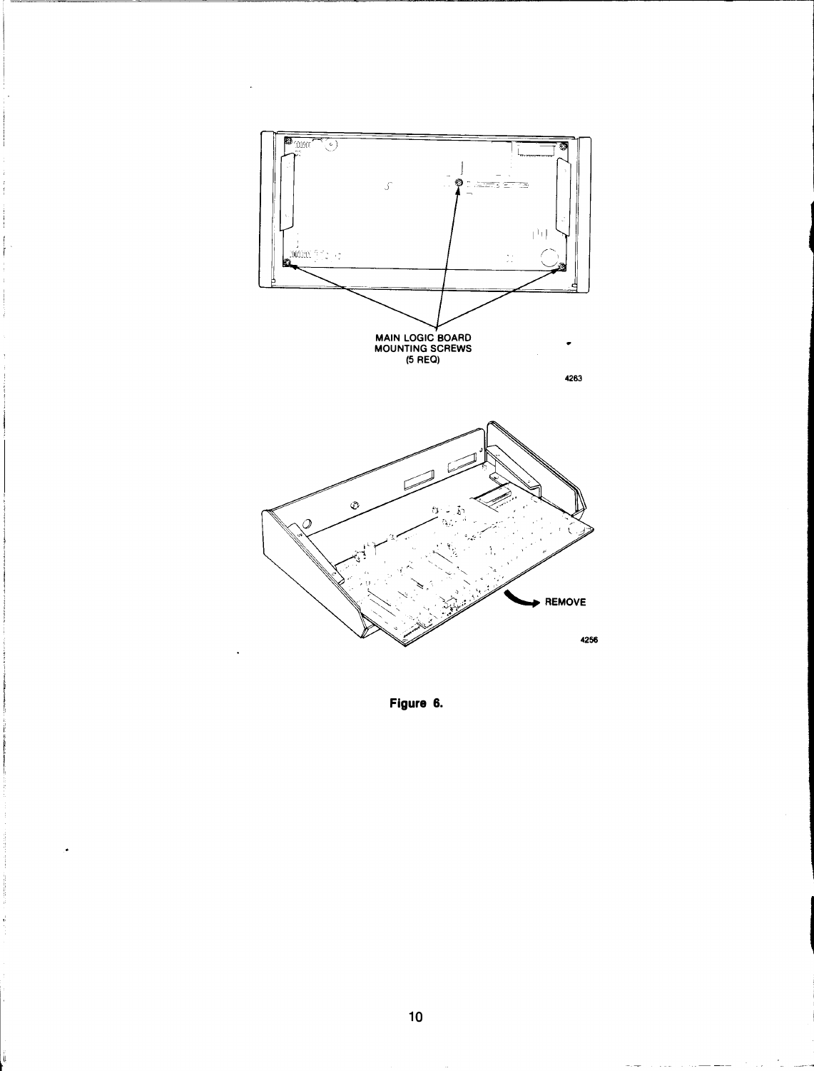MAIN LOGIC BOARD MOUNTING SCREWS (5 REQ)

4263

REMOVE

4256

**Figure 6.**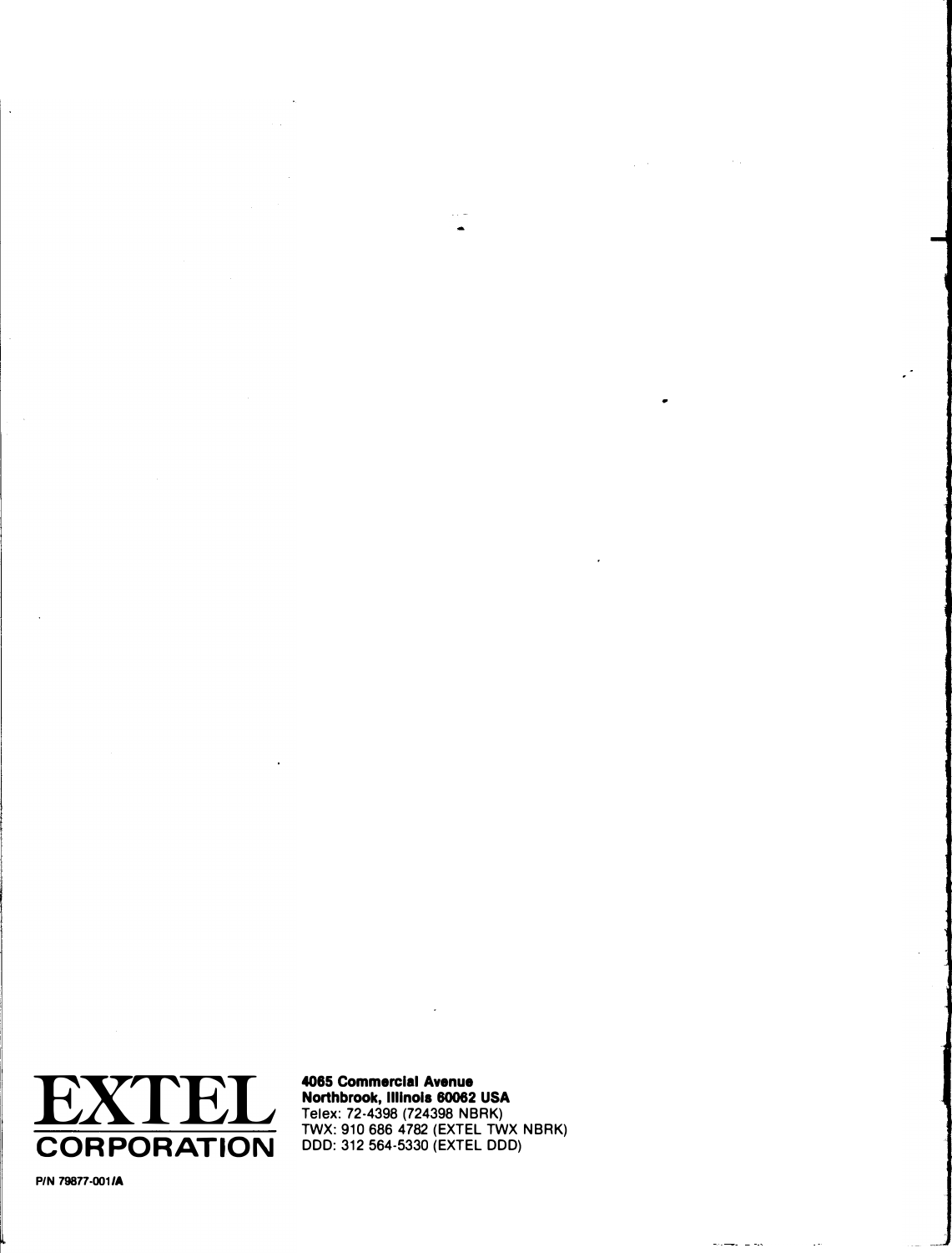**EXTEL**
**CORPORATION**

**4065 Commercial Avenue**
**Northbrook, Illinois 60062 USA**
Telex: 72-4398 (724398 NBRK)
TWX: 910 686 4782 (EXTEL TWX NBRK)
DDD: 312 564-5330 (EXTEL DDD)

**P/N 79877-001/A**